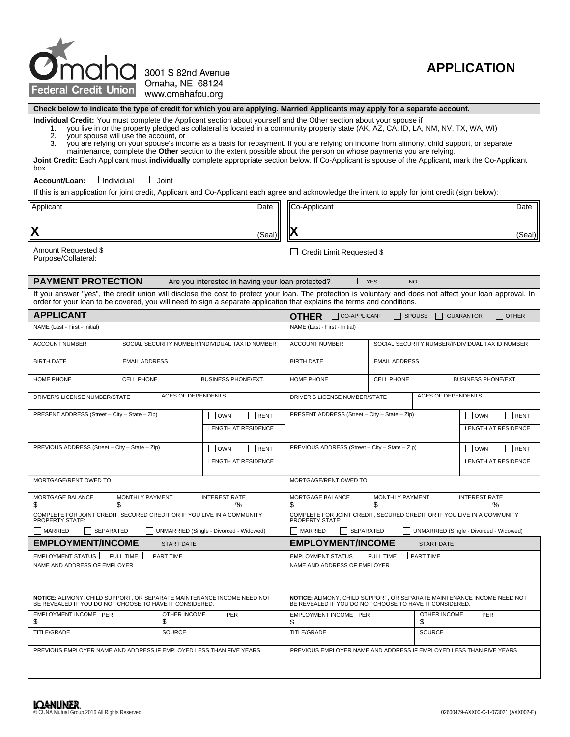Omaha Federal Credit Union
3001 S 82nd Avenue
Omaha, NE 68124
www.omahafcu.org

# APPLICATION

**Check below to indicate the type of credit for which you are applying. Married Applicants may apply for a separate account.**

**Individual Credit:** You must complete the Applicant section about yourself and the Other section about your spouse if

1. you live in or the property pledged as collateral is located in a community property state (AK, AZ, CA, ID, LA, NM, NV, TX, WA, WI)
2. your spouse will use the account, or
3. you are relying on your spouse's income as a basis for repayment. If you are relying on income from alimony, child support, or separate maintenance, complete the **Other** section to the extent possible about the person on whose payments you are relying.

**Joint Credit:** Each Applicant must **individually** complete appropriate section below. If Co-Applicant is spouse of the Applicant, mark the Co-Applicant box.

**Account/Loan:** ☐ Individual ☐ Joint

If this is an application for joint credit, Applicant and Co-Applicant each agree and acknowledge the intent to apply for joint credit (sign below):

| Applicant Date | Co-Applicant Date |
|---|---|
| X (Seal) | X (Seal) |

Amount Requested $
Purpose/Collateral:

☐ Credit Limit Requested $

## PAYMENT PROTECTION

Are you interested in having your loan protected? ☐ YES ☐ NO

If you answer "yes", the credit union will disclose the cost to protect your loan. The protection is voluntary and does not affect your loan approval. In order for your loan to be covered, you will need to sign a separate application that explains the terms and conditions.

| APPLICANT | OTHER ☐ CO-APPLICANT ☐ SPOUSE ☐ GUARANTOR ☐ OTHER |
|---|---|
| NAME (Last - First - Initial) | NAME (Last - First - Initial) |
| ACCOUNT NUMBER / SOCIAL SECURITY NUMBER/INDIVIDUAL TAX ID NUMBER | ACCOUNT NUMBER / SOCIAL SECURITY NUMBER/INDIVIDUAL TAX ID NUMBER |
| BIRTH DATE / EMAIL ADDRESS | BIRTH DATE / EMAIL ADDRESS |
| HOME PHONE / CELL PHONE / BUSINESS PHONE/EXT. | HOME PHONE / CELL PHONE / BUSINESS PHONE/EXT. |
| DRIVER'S LICENSE NUMBER/STATE / AGES OF DEPENDENTS | DRIVER'S LICENSE NUMBER/STATE / AGES OF DEPENDENTS |
| PRESENT ADDRESS (Street – City – State – Zip) ☐ OWN ☐ RENT LENGTH AT RESIDENCE | PRESENT ADDRESS (Street – City – State – Zip) ☐ OWN ☐ RENT LENGTH AT RESIDENCE |
| PREVIOUS ADDRESS (Street – City – State – Zip) ☐ OWN ☐ RENT LENGTH AT RESIDENCE | PREVIOUS ADDRESS (Street – City – State – Zip) ☐ OWN ☐ RENT LENGTH AT RESIDENCE |
| MORTGAGE/RENT OWED TO | MORTGAGE/RENT OWED TO |
| MORTGAGE BALANCE $ / MONTHLY PAYMENT $ / INTEREST RATE % | MORTGAGE BALANCE $ / MONTHLY PAYMENT $ / INTEREST RATE % |
| COMPLETE FOR JOINT CREDIT, SECURED CREDIT OR IF YOU LIVE IN A COMMUNITY PROPERTY STATE: ☐ MARRIED ☐ SEPARATED ☐ UNMARRIED (Single - Divorced - Widowed) | COMPLETE FOR JOINT CREDIT, SECURED CREDIT OR IF YOU LIVE IN A COMMUNITY PROPERTY STATE: ☐ MARRIED ☐ SEPARATED ☐ UNMARRIED (Single - Divorced - Widowed) |

| EMPLOYMENT/INCOME START DATE | EMPLOYMENT/INCOME START DATE |
|---|---|
| EMPLOYMENT STATUS ☐ FULL TIME ☐ PART TIME | EMPLOYMENT STATUS ☐ FULL TIME ☐ PART TIME |
| NAME AND ADDRESS OF EMPLOYER | NAME AND ADDRESS OF EMPLOYER |
| **NOTICE:** ALIMONY, CHILD SUPPORT, OR SEPARATE MAINTENANCE INCOME NEED NOT BE REVEALED IF YOU DO NOT CHOOSE TO HAVE IT CONSIDERED. | **NOTICE:** ALIMONY, CHILD SUPPORT, OR SEPARATE MAINTENANCE INCOME NEED NOT BE REVEALED IF YOU DO NOT CHOOSE TO HAVE IT CONSIDERED. |
| EMPLOYMENT INCOME PER $ / OTHER INCOME PER $ | EMPLOYMENT INCOME PER $ / OTHER INCOME PER $ |
| TITLE/GRADE / SOURCE | TITLE/GRADE / SOURCE |
| PREVIOUS EMPLOYER NAME AND ADDRESS IF EMPLOYED LESS THAN FIVE YEARS | PREVIOUS EMPLOYER NAME AND ADDRESS IF EMPLOYED LESS THAN FIVE YEARS |

LOANLINER
© CUNA Mutual Group 2016 All Rights Reserved

02600479-AXX00-C-1-073021 (AXX002-E)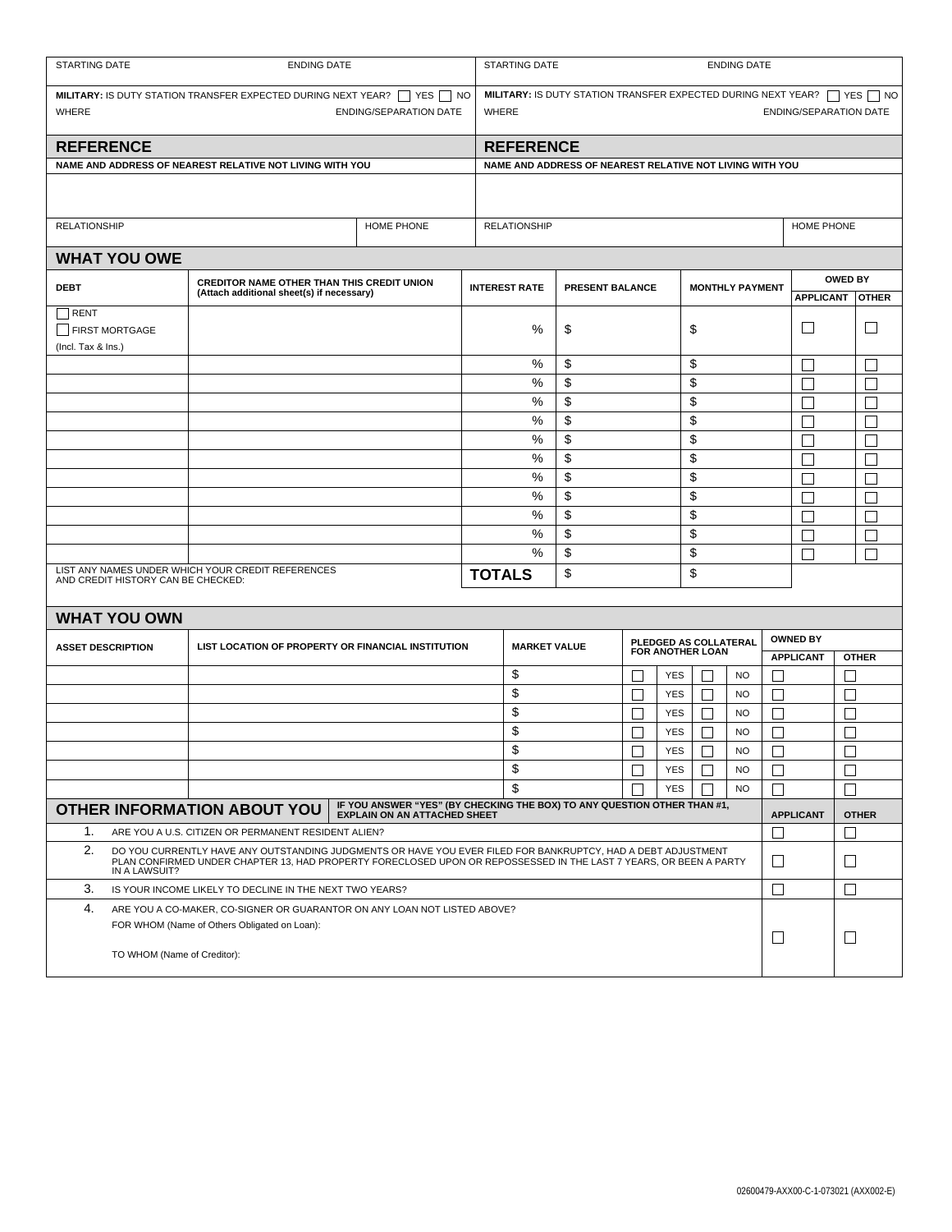| STARTING DATE | ENDING DATE | STARTING DATE | ENDING DATE |
|---|---|---|---|
| **MILITARY:** IS DUTY STATION TRANSFER EXPECTED DURING NEXT YEAR? ☐ YES ☐ NO | | **MILITARY:** IS DUTY STATION TRANSFER EXPECTED DURING NEXT YEAR? ☐ YES ☐ NO | |
| WHERE | ENDING/SEPARATION DATE | WHERE | ENDING/SEPARATION DATE |

## REFERENCE

| NAME AND ADDRESS OF NEAREST RELATIVE NOT LIVING WITH YOU | | NAME AND ADDRESS OF NEAREST RELATIVE NOT LIVING WITH YOU | |
|---|---|---|---|
| | | | |
| RELATIONSHIP | HOME PHONE | RELATIONSHIP | HOME PHONE |

## WHAT YOU OWE

| DEBT | CREDITOR NAME OTHER THAN THIS CREDIT UNION (Attach additional sheet(s) if necessary) | INTEREST RATE | PRESENT BALANCE | MONTHLY PAYMENT | OWED BY | |
|---|---|---|---|---|---|---|
| | | | | | APPLICANT | OTHER |
| ☐ RENT ☐ FIRST MORTGAGE (Incl. Tax & Ins.) | | % | $ | $ | ☐ | ☐ |
| | | % | $ | $ | ☐ | ☐ |
| | | % | $ | $ | ☐ | ☐ |
| | | % | $ | $ | ☐ | ☐ |
| | | % | $ | $ | ☐ | ☐ |
| | | % | $ | $ | ☐ | ☐ |
| | | % | $ | $ | ☐ | ☐ |
| | | % | $ | $ | ☐ | ☐ |
| | | % | $ | $ | ☐ | ☐ |
| | | % | $ | $ | ☐ | ☐ |
| | | % | $ | $ | ☐ | ☐ |
| | | % | $ | $ | ☐ | ☐ |
| LIST ANY NAMES UNDER WHICH YOUR CREDIT REFERENCES AND CREDIT HISTORY CAN BE CHECKED: | | **TOTALS** | $ | $ | | |

## WHAT YOU OWN

| ASSET DESCRIPTION | LIST LOCATION OF PROPERTY OR FINANCIAL INSTITUTION | MARKET VALUE | PLEDGED AS COLLATERAL FOR ANOTHER LOAN | OWNED BY | |
|---|---|---|---|---|---|
| | | | | APPLICANT | OTHER |
| | | $ | ☐ YES ☐ NO | ☐ | ☐ |
| | | $ | ☐ YES ☐ NO | ☐ | ☐ |
| | | $ | ☐ YES ☐ NO | ☐ | ☐ |
| | | $ | ☐ YES ☐ NO | ☐ | ☐ |
| | | $ | ☐ YES ☐ NO | ☐ | ☐ |
| | | $ | ☐ YES ☐ NO | ☐ | ☐ |
| | | $ | ☐ YES ☐ NO | ☐ | ☐ |

## OTHER INFORMATION ABOUT YOU

**IF YOU ANSWER "YES" (BY CHECKING THE BOX) TO ANY QUESTION OTHER THAN #1, EXPLAIN ON AN ATTACHED SHEET**

| | | APPLICANT | OTHER |
|---|---|---|---|
| 1. | ARE YOU A U.S. CITIZEN OR PERMANENT RESIDENT ALIEN? | ☐ | ☐ |
| 2. | DO YOU CURRENTLY HAVE ANY OUTSTANDING JUDGMENTS OR HAVE YOU EVER FILED FOR BANKRUPTCY, HAD A DEBT ADJUSTMENT PLAN CONFIRMED UNDER CHAPTER 13, HAD PROPERTY FORECLOSED UPON OR REPOSSESSED IN THE LAST 7 YEARS, OR BEEN A PARTY IN A LAWSUIT? | ☐ | ☐ |
| 3. | IS YOUR INCOME LIKELY TO DECLINE IN THE NEXT TWO YEARS? | ☐ | ☐ |
| 4. | ARE YOU A CO-MAKER, CO-SIGNER OR GUARANTOR ON ANY LOAN NOT LISTED ABOVE? FOR WHOM (Name of Others Obligated on Loan): TO WHOM (Name of Creditor): | ☐ | ☐ |

02600479-AXX00-C-1-073021 (AXX002-E)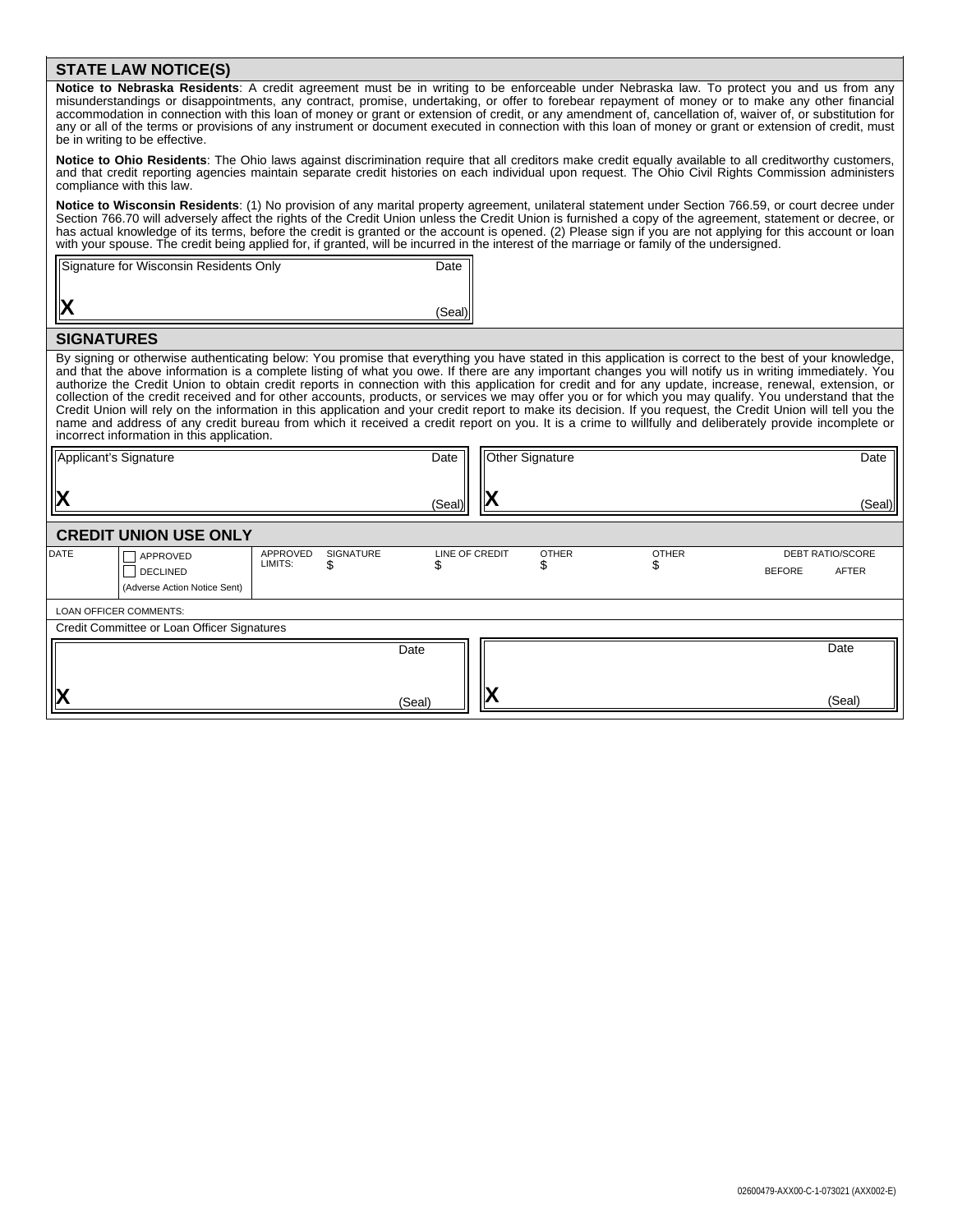## STATE LAW NOTICE(S)

**Notice to Nebraska Residents**: A credit agreement must be in writing to be enforceable under Nebraska law. To protect you and us from any misunderstandings or disappointments, any contract, promise, undertaking, or offer to forebear repayment of money or to make any other financial accommodation in connection with this loan of money or grant or extension of credit, or any amendment of, cancellation of, waiver of, or substitution for any or all of the terms or provisions of any instrument or document executed in connection with this loan of money or grant or extension of credit, must be in writing to be effective.

**Notice to Ohio Residents**: The Ohio laws against discrimination require that all creditors make credit equally available to all creditworthy customers, and that credit reporting agencies maintain separate credit histories on each individual upon request. The Ohio Civil Rights Commission administers compliance with this law.

**Notice to Wisconsin Residents**: (1) No provision of any marital property agreement, unilateral statement under Section 766.59, or court decree under Section 766.70 will adversely affect the rights of the Credit Union unless the Credit Union is furnished a copy of the agreement, statement or decree, or has actual knowledge of its terms, before the credit is granted or the account is opened. (2) Please sign if you are not applying for this account or loan with your spouse. The credit being applied for, if granted, will be incurred in the interest of the marriage or family of the undersigned.

| Signature for Wisconsin Residents Only | Date |
|---|---|
| X | (Seal) |

## SIGNATURES

By signing or otherwise authenticating below: You promise that everything you have stated in this application is correct to the best of your knowledge, and that the above information is a complete listing of what you owe. If there are any important changes you will notify us in writing immediately. You authorize the Credit Union to obtain credit reports in connection with this application for credit and for any update, increase, renewal, extension, or collection of the credit received and for other accounts, products, or services we may offer you or for which you may qualify. You understand that the Credit Union will rely on the information in this application and your credit report to make its decision. If you request, the Credit Union will tell you the name and address of any credit bureau from which it received a credit report on you. It is a crime to willfully and deliberately provide incomplete or incorrect information in this application.

| Applicant's Signature | Date | Other Signature | Date |
|---|---|---|---|
| X | (Seal) | X | (Seal) |

## CREDIT UNION USE ONLY

| DATE | | APPROVED LIMITS: | SIGNATURE | LINE OF CREDIT | OTHER | OTHER | DEBT RATIO/SCORE | |
|---|---|---|---|---|---|---|---|---|
| | ☐ APPROVED<br>☐ DECLINED<br>(Adverse Action Notice Sent) | | $ | $ | $ | $ | BEFORE | AFTER |

LOAN OFFICER COMMENTS:

Credit Committee or Loan Officer Signatures

| | Date | | Date |
|---|---|---|---|
| X | (Seal) | X | (Seal) |

02600479-AXX00-C-1-073021 (AXX002-E)